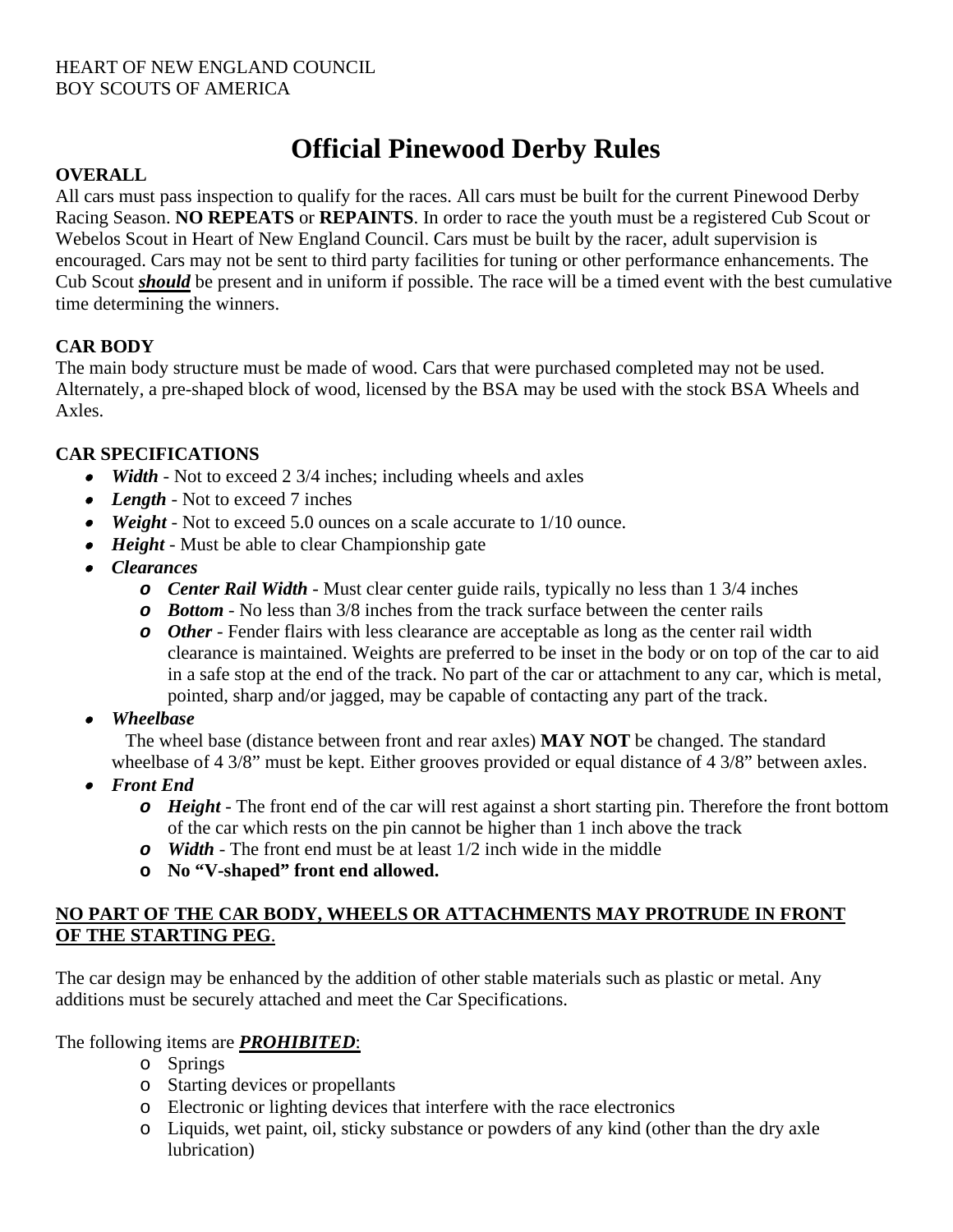HEART OF NEW ENGLAND COUNCIL
BOY SCOUTS OF AMERICA

# Official Pinewood Derby Rules

**OVERALL**

All cars must pass inspection to qualify for the races. All cars must be built for the current Pinewood Derby Racing Season. **NO REPEATS** or **REPAINTS**. In order to race the youth must be a registered Cub Scout or Webelos Scout in Heart of New England Council. Cars must be built by the racer, adult supervision is encouraged. Cars may not be sent to third party facilities for tuning or other performance enhancements. The Cub Scout ***should*** be present and in uniform if possible. The race will be a timed event with the best cumulative time determining the winners.

**CAR BODY**

The main body structure must be made of wood. Cars that were purchased completed may not be used. Alternately, a pre-shaped block of wood, licensed by the BSA may be used with the stock BSA Wheels and Axles.

**CAR SPECIFICATIONS**

- ***Width*** - Not to exceed 2 3/4 inches; including wheels and axles
- ***Length*** - Not to exceed 7 inches
- ***Weight*** - Not to exceed 5.0 ounces on a scale accurate to 1/10 ounce.
- ***Height*** - Must be able to clear Championship gate
- ***Clearances***
  - ***Center Rail Width*** - Must clear center guide rails, typically no less than 1 3/4 inches
  - ***Bottom*** - No less than 3/8 inches from the track surface between the center rails
  - ***Other*** - Fender flairs with less clearance are acceptable as long as the center rail width clearance is maintained. Weights are preferred to be inset in the body or on top of the car to aid in a safe stop at the end of the track. No part of the car or attachment to any car, which is metal, pointed, sharp and/or jagged, may be capable of contacting any part of the track.
- ***Wheelbase***
  The wheel base (distance between front and rear axles) **MAY NOT** be changed. The standard wheelbase of 4 3/8" must be kept. Either grooves provided or equal distance of 4 3/8" between axles.
- ***Front End***
  - ***Height*** - The front end of the car will rest against a short starting pin. Therefore the front bottom of the car which rests on the pin cannot be higher than 1 inch above the track
  - ***Width*** - The front end must be at least 1/2 inch wide in the middle
  - **No "V-shaped" front end allowed.**

**NO PART OF THE CAR BODY, WHEELS OR ATTACHMENTS MAY PROTRUDE IN FRONT OF THE STARTING PEG**.

The car design may be enhanced by the addition of other stable materials such as plastic or metal. Any additions must be securely attached and meet the Car Specifications.

The following items are ***PROHIBITED***:

- Springs
- Starting devices or propellants
- Electronic or lighting devices that interfere with the race electronics
- Liquids, wet paint, oil, sticky substance or powders of any kind (other than the dry axle lubrication)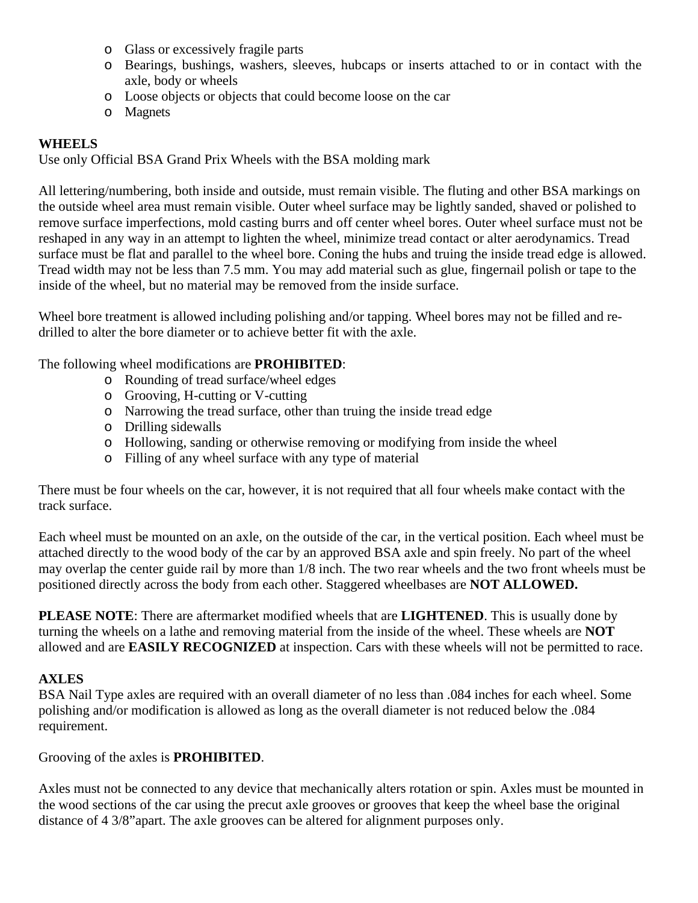- Glass or excessively fragile parts
- Bearings, bushings, washers, sleeves, hubcaps or inserts attached to or in contact with the axle, body or wheels
- Loose objects or objects that could become loose on the car
- Magnets

**WHEELS**

Use only Official BSA Grand Prix Wheels with the BSA molding mark

All lettering/numbering, both inside and outside, must remain visible. The fluting and other BSA markings on the outside wheel area must remain visible. Outer wheel surface may be lightly sanded, shaved or polished to remove surface imperfections, mold casting burrs and off center wheel bores. Outer wheel surface must not be reshaped in any way in an attempt to lighten the wheel, minimize tread contact or alter aerodynamics. Tread surface must be flat and parallel to the wheel bore. Coning the hubs and truing the inside tread edge is allowed. Tread width may not be less than 7.5 mm. You may add material such as glue, fingernail polish or tape to the inside of the wheel, but no material may be removed from the inside surface.

Wheel bore treatment is allowed including polishing and/or tapping. Wheel bores may not be filled and re-drilled to alter the bore diameter or to achieve better fit with the axle.

The following wheel modifications are **PROHIBITED**:

- Rounding of tread surface/wheel edges
- Grooving, H-cutting or V-cutting
- Narrowing the tread surface, other than truing the inside tread edge
- Drilling sidewalls
- Hollowing, sanding or otherwise removing or modifying from inside the wheel
- Filling of any wheel surface with any type of material

There must be four wheels on the car, however, it is not required that all four wheels make contact with the track surface.

Each wheel must be mounted on an axle, on the outside of the car, in the vertical position. Each wheel must be attached directly to the wood body of the car by an approved BSA axle and spin freely. No part of the wheel may overlap the center guide rail by more than 1/8 inch. The two rear wheels and the two front wheels must be positioned directly across the body from each other. Staggered wheelbases are **NOT ALLOWED.**

**PLEASE NOTE**: There are aftermarket modified wheels that are **LIGHTENED**. This is usually done by turning the wheels on a lathe and removing material from the inside of the wheel. These wheels are **NOT** allowed and are **EASILY RECOGNIZED** at inspection. Cars with these wheels will not be permitted to race.

**AXLES**

BSA Nail Type axles are required with an overall diameter of no less than .084 inches for each wheel. Some polishing and/or modification is allowed as long as the overall diameter is not reduced below the .084 requirement.

Grooving of the axles is **PROHIBITED**.

Axles must not be connected to any device that mechanically alters rotation or spin. Axles must be mounted in the wood sections of the car using the precut axle grooves or grooves that keep the wheel base the original distance of 4 3/8”apart. The axle grooves can be altered for alignment purposes only.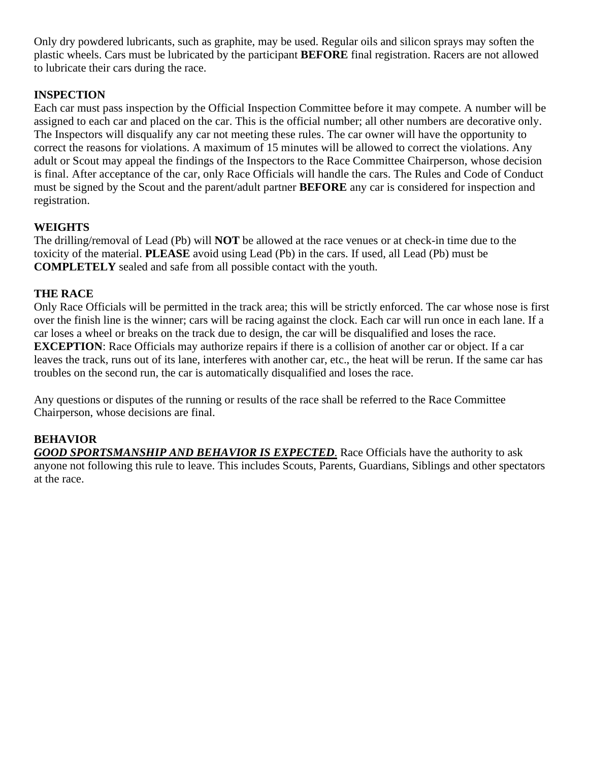Only dry powdered lubricants, such as graphite, may be used. Regular oils and silicon sprays may soften the plastic wheels. Cars must be lubricated by the participant **BEFORE** final registration. Racers are not allowed to lubricate their cars during the race.

**INSPECTION**

Each car must pass inspection by the Official Inspection Committee before it may compete. A number will be assigned to each car and placed on the car. This is the official number; all other numbers are decorative only. The Inspectors will disqualify any car not meeting these rules. The car owner will have the opportunity to correct the reasons for violations. A maximum of 15 minutes will be allowed to correct the violations. Any adult or Scout may appeal the findings of the Inspectors to the Race Committee Chairperson, whose decision is final. After acceptance of the car, only Race Officials will handle the cars. The Rules and Code of Conduct must be signed by the Scout and the parent/adult partner **BEFORE** any car is considered for inspection and registration.

**WEIGHTS**

The drilling/removal of Lead (Pb) will **NOT** be allowed at the race venues or at check-in time due to the toxicity of the material. **PLEASE** avoid using Lead (Pb) in the cars. If used, all Lead (Pb) must be **COMPLETELY** sealed and safe from all possible contact with the youth.

**THE RACE**

Only Race Officials will be permitted in the track area; this will be strictly enforced. The car whose nose is first over the finish line is the winner; cars will be racing against the clock. Each car will run once in each lane. If a car loses a wheel or breaks on the track due to design, the car will be disqualified and loses the race. **EXCEPTION**: Race Officials may authorize repairs if there is a collision of another car or object. If a car leaves the track, runs out of its lane, interferes with another car, etc., the heat will be rerun. If the same car has troubles on the second run, the car is automatically disqualified and loses the race.

Any questions or disputes of the running or results of the race shall be referred to the Race Committee Chairperson, whose decisions are final.

**BEHAVIOR**

***GOOD SPORTSMANSHIP AND BEHAVIOR IS EXPECTED***. Race Officials have the authority to ask anyone not following this rule to leave. This includes Scouts, Parents, Guardians, Siblings and other spectators at the race.